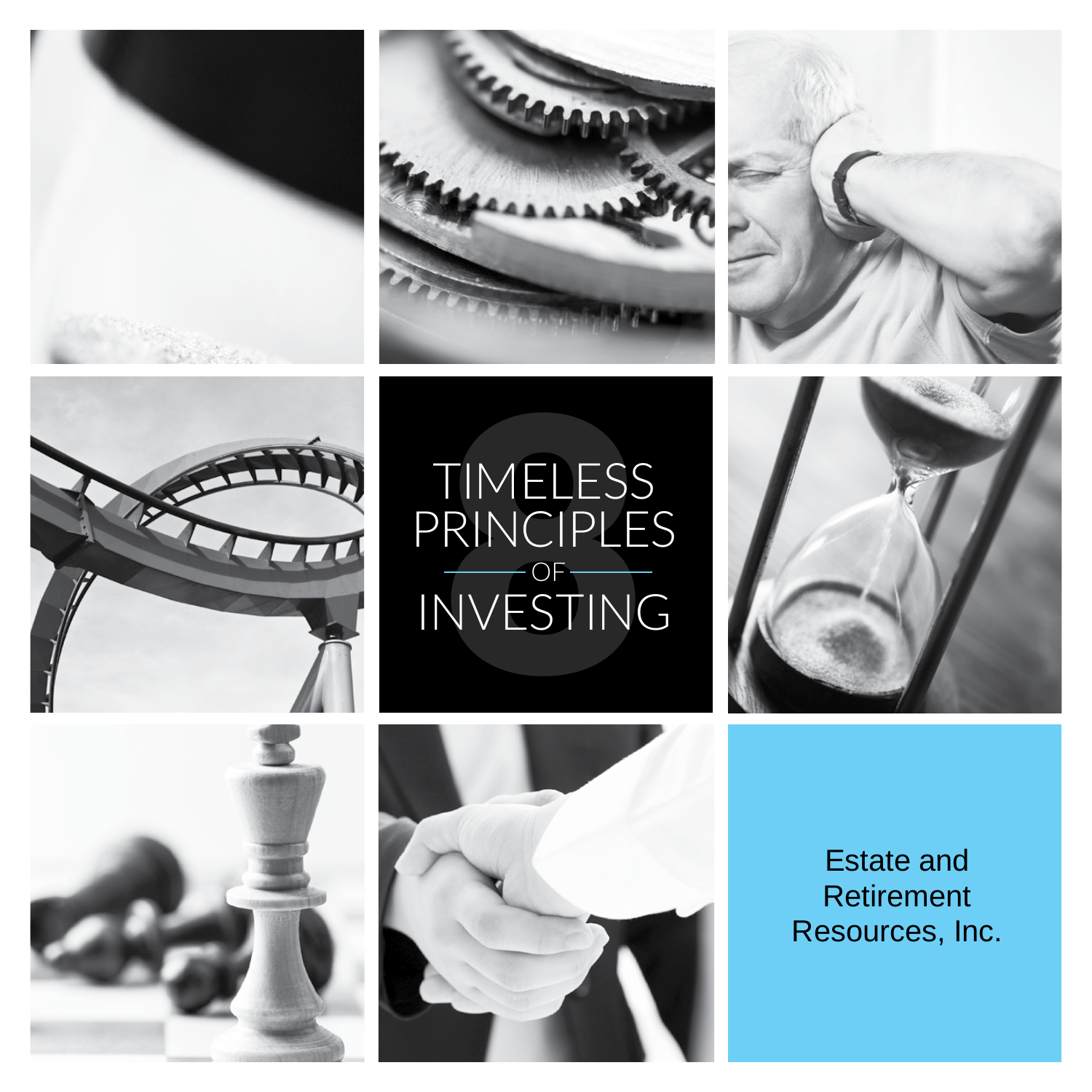# 8 TIMELESS PRINCIPLES OF INVESTING

Estate and Retirement Resources, Inc.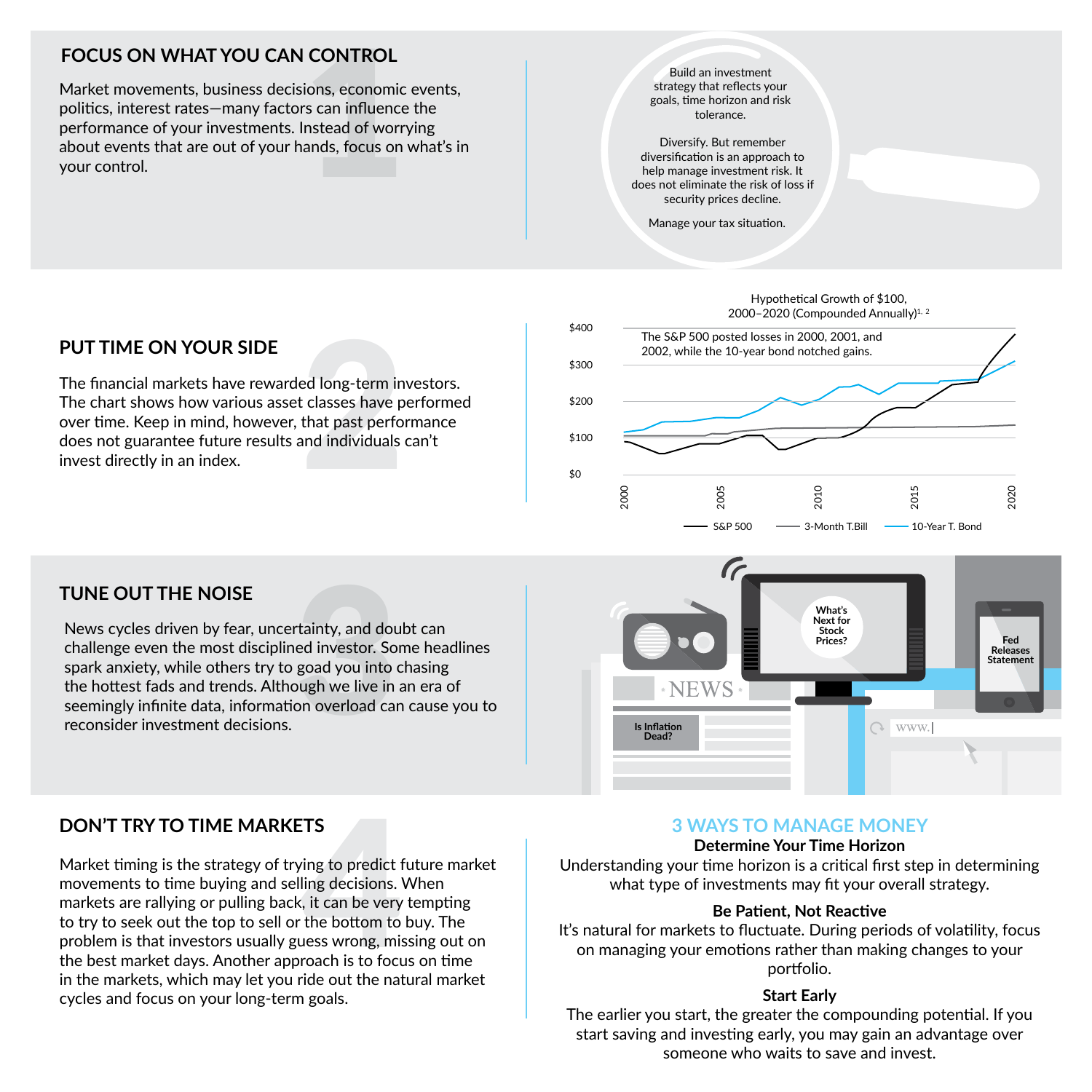## FOCUS ON WHAT YOU CAN CONTROL

Market movements, business decisions, economic events, politics, interest rates—many factors can influence the performance of your investments. Instead of worrying about events that are out of your hands, focus on what's in your control.

Build an investment strategy that reflects your goals, time horizon and risk tolerance.

Diversify. But remember diversification is an approach to help manage investment risk. It does not eliminate the risk of loss if security prices decline.

Manage your tax situation.

## PUT TIME ON YOUR SIDE

The financial markets have rewarded long-term investors. The chart shows how various asset classes have performed over time. Keep in mind, however, that past performance does not guarantee future results and individuals can't invest directly in an index.

Hypothetical Growth of $100, 2000–2020 (Compounded Annually)[1, 2]

The S&P 500 posted losses in 2000, 2001, and 2002, while the 10-year bond notched gains.

S&P 500 — 3-Month T.Bill — 10-Year T. Bond

## TUNE OUT THE NOISE

News cycles driven by fear, uncertainty, and doubt can challenge even the most disciplined investor. Some headlines spark anxiety, while others try to goad you into chasing the hottest fads and trends. Although we live in an era of seemingly infinite data, information overload can cause you to reconsider investment decisions.

## DON'T TRY TO TIME MARKETS

Market timing is the strategy of trying to predict future market movements to time buying and selling decisions. When markets are rallying or pulling back, it can be very tempting to try to seek out the top to sell or the bottom to buy. The problem is that investors usually guess wrong, missing out on the best market days. Another approach is to focus on time in the markets, which may let you ride out the natural market cycles and focus on your long-term goals.

## 3 WAYS TO MANAGE MONEY

**Determine Your Time Horizon**

Understanding your time horizon is a critical first step in determining what type of investments may fit your overall strategy.

**Be Patient, Not Reactive**

It's natural for markets to fluctuate. During periods of volatility, focus on managing your emotions rather than making changes to your portfolio.

**Start Early**

The earlier you start, the greater the compounding potential. If you start saving and investing early, you may gain an advantage over someone who waits to save and invest.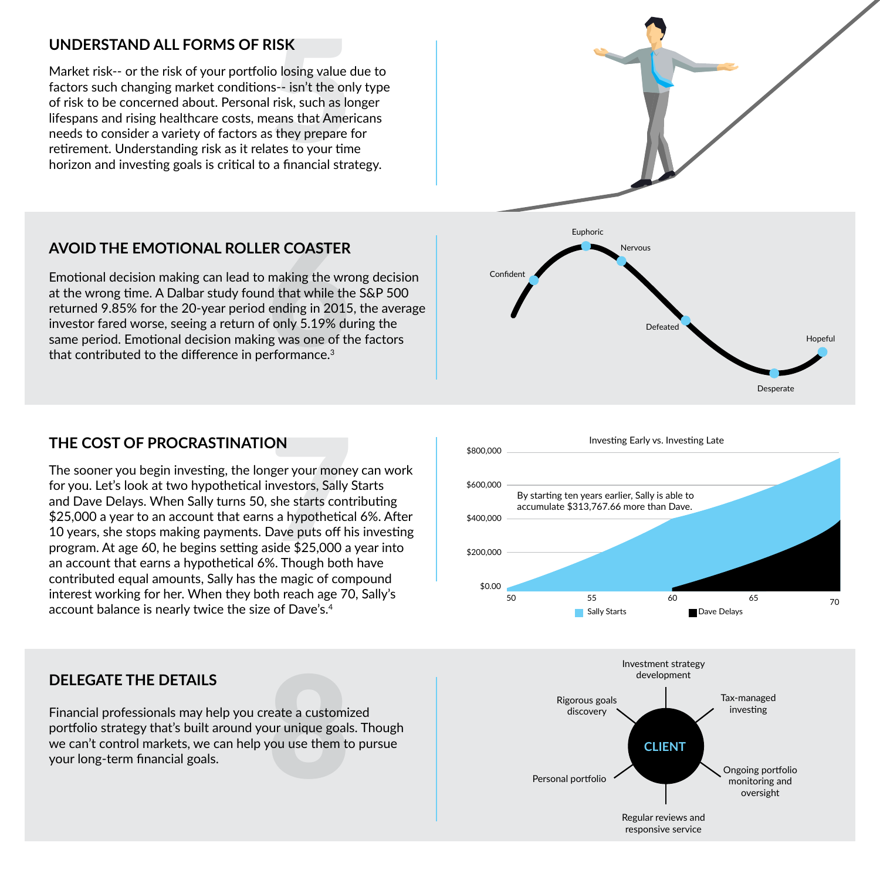## UNDERSTAND ALL FORMS OF RISK

Market risk-- or the risk of your portfolio losing value due to factors such changing market conditions-- isn't the only type of risk to be concerned about. Personal risk, such as longer lifespans and rising healthcare costs, means that Americans needs to consider a variety of factors as they prepare for retirement. Understanding risk as it relates to your time horizon and investing goals is critical to a financial strategy.

## AVOID THE EMOTIONAL ROLLER COASTER

Emotional decision making can lead to making the wrong decision at the wrong time. A Dalbar study found that while the S&P 500 returned 9.85% for the 20-year period ending in 2015, the average investor fared worse, seeing a return of only 5.19% during the same period. Emotional decision making was one of the factors that contributed to the difference in performance.[3]

Confident · Euphoric · Nervous · Defeated · Desperate · Hopeful

## THE COST OF PROCRASTINATION

The sooner you begin investing, the longer your money can work for you. Let's look at two hypothetical investors, Sally Starts and Dave Delays. When Sally turns 50, she starts contributing $25,000 a year to an account that earns a hypothetical 6%. After 10 years, she stops making payments. Dave puts off his investing program. At age 60, he begins setting aside $25,000 a year into an account that earns a hypothetical 6%. Though both have contributed equal amounts, Sally has the magic of compound interest working for her. When they both reach age 70, Sally's account balance is nearly twice the size of Dave's.[4]

Investing Early vs. Investing Late

By starting ten years earlier, Sally is able to accumulate $313,767.66 more than Dave.

Sally Starts · Dave Delays

## DELEGATE THE DETAILS

Financial professionals may help you create a customized portfolio strategy that's built around your unique goals. Though we can't control markets, we can help you use them to pursue your long-term financial goals.

CLIENT

- Investment strategy development
- Tax-managed investing
- Ongoing portfolio monitoring and oversight
- Regular reviews and responsive service
- Personal portfolio
- Rigorous goals discovery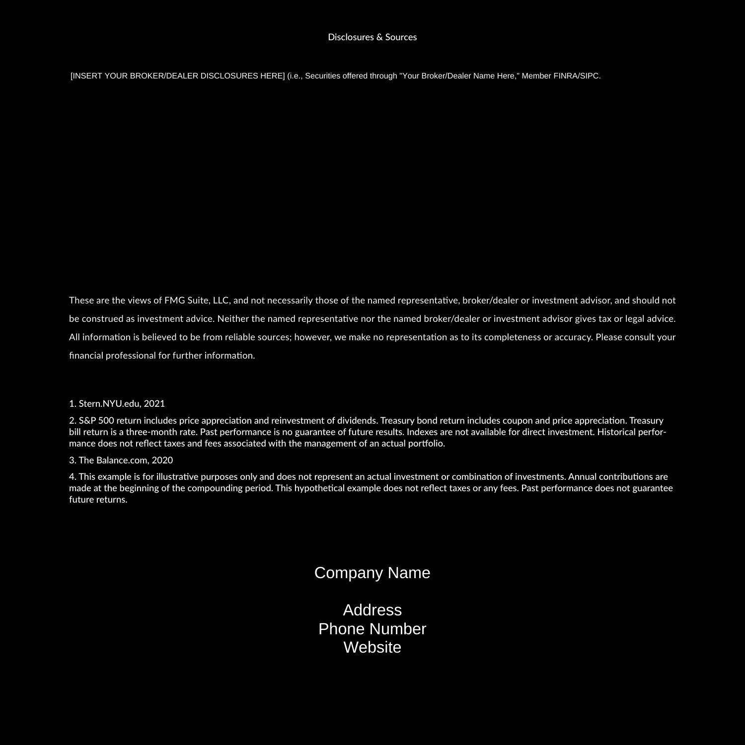# Disclosures & Sources

[INSERT YOUR BROKER/DEALER DISCLOSURES HERE] (i.e., Securities offered through "Your Broker/Dealer Name Here," Member FINRA/SIPC.

These are the views of FMG Suite, LLC, and not necessarily those of the named representative, broker/dealer or investment advisor, and should not be construed as investment advice. Neither the named representative nor the named broker/dealer or investment advisor gives tax or legal advice. All information is believed to be from reliable sources; however, we make no representation as to its completeness or accuracy. Please consult your financial professional for further information.

1. Stern.NYU.edu, 2021
2. S&P 500 return includes price appreciation and reinvestment of dividends. Treasury bond return includes coupon and price appreciation. Treasury bill return is a three-month rate. Past performance is no guarantee of future results. Indexes are not available for direct investment. Historical performance does not reflect taxes and fees associated with the management of an actual portfolio.
3. The Balance.com, 2020
4. This example is for illustrative purposes only and does not represent an actual investment or combination of investments. Annual contributions are made at the beginning of the compounding period. This hypothetical example does not reflect taxes or any fees. Past performance does not guarantee future returns.

Company Name

Address
Phone Number
Website